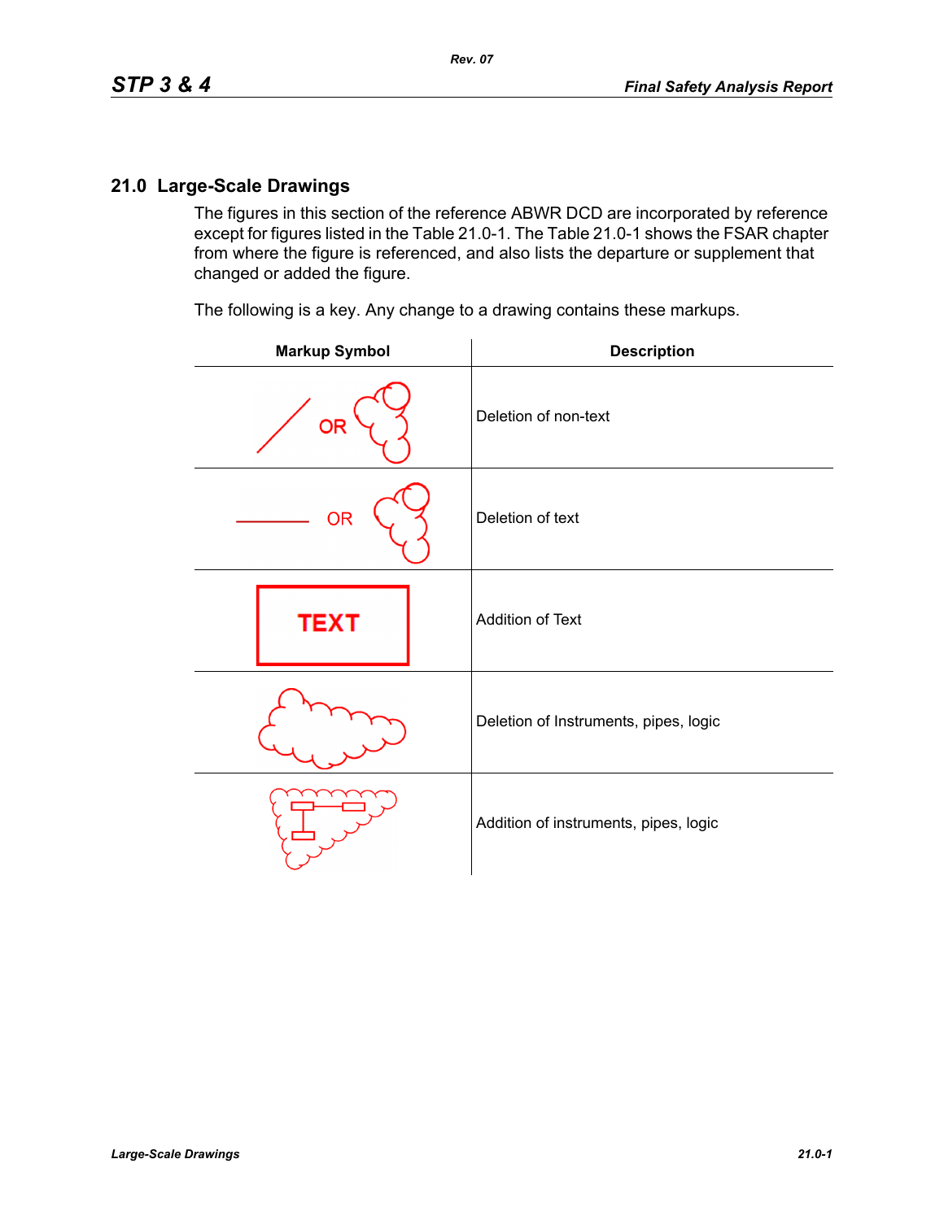## 21.0 Large-Scale Drawings

The figures in this section of the reference ABWR DCD are incorporated by reference except for figures listed in the Table 21.0-1. The Table 21.0-1 shows the FSAR chapter from where the figure is referenced, and also lists the departure or supplement that changed or added the figure.

The following is a key. Any change to a drawing contains these markups.

| Markup Symbol | Description |
|---|---|
| / OR (cloud) | Deletion of non-text |
| ——— OR (cloud) | Deletion of text |
| TEXT (boxed) | Addition of Text |
| (cloud) | Deletion of Instruments, pipes, logic |
| (cloud with symbols) | Addition of instruments, pipes, logic |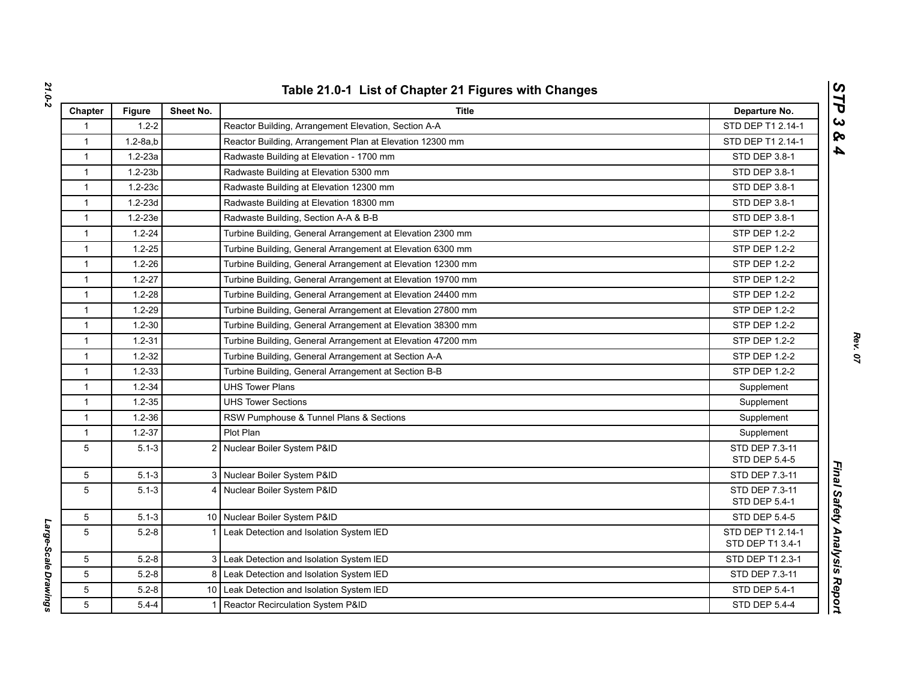## Table 21.0-1 List of Chapter 21 Figures with Changes

| Chapter | Figure | Sheet No. | Title | Departure No. |
|---|---|---|---|---|
| 1 | 1.2-2 | | Reactor Building, Arrangement Elevation, Section A-A | STD DEP T1 2.14-1 |
| 1 | 1.2-8a,b | | Reactor Building, Arrangement Plan at Elevation 12300 mm | STD DEP T1 2.14-1 |
| 1 | 1.2-23a | | Radwaste Building at Elevation - 1700 mm | STD DEP 3.8-1 |
| 1 | 1.2-23b | | Radwaste Building at Elevation 5300 mm | STD DEP 3.8-1 |
| 1 | 1.2-23c | | Radwaste Building at Elevation 12300 mm | STD DEP 3.8-1 |
| 1 | 1.2-23d | | Radwaste Building at Elevation 18300 mm | STD DEP 3.8-1 |
| 1 | 1.2-23e | | Radwaste Building, Section A-A & B-B | STD DEP 3.8-1 |
| 1 | 1.2-24 | | Turbine Building, General Arrangement at Elevation 2300 mm | STP DEP 1.2-2 |
| 1 | 1.2-25 | | Turbine Building, General Arrangement at Elevation 6300 mm | STP DEP 1.2-2 |
| 1 | 1.2-26 | | Turbine Building, General Arrangement at Elevation 12300 mm | STP DEP 1.2-2 |
| 1 | 1.2-27 | | Turbine Building, General Arrangement at Elevation 19700 mm | STP DEP 1.2-2 |
| 1 | 1.2-28 | | Turbine Building, General Arrangement at Elevation 24400 mm | STP DEP 1.2-2 |
| 1 | 1.2-29 | | Turbine Building, General Arrangement at Elevation 27800 mm | STP DEP 1.2-2 |
| 1 | 1.2-30 | | Turbine Building, General Arrangement at Elevation 38300 mm | STP DEP 1.2-2 |
| 1 | 1.2-31 | | Turbine Building, General Arrangement at Elevation 47200 mm | STP DEP 1.2-2 |
| 1 | 1.2-32 | | Turbine Building, General Arrangement at Section A-A | STP DEP 1.2-2 |
| 1 | 1.2-33 | | Turbine Building, General Arrangement at Section B-B | STP DEP 1.2-2 |
| 1 | 1.2-34 | | UHS Tower Plans | Supplement |
| 1 | 1.2-35 | | UHS Tower Sections | Supplement |
| 1 | 1.2-36 | | RSW Pumphouse & Tunnel Plans & Sections | Supplement |
| 1 | 1.2-37 | | Plot Plan | Supplement |
| 5 | 5.1-3 | 2 | Nuclear Boiler System P&ID | STD DEP 7.3-11<br>STD DEP 5.4-5 |
| 5 | 5.1-3 | 3 | Nuclear Boiler System P&ID | STD DEP 7.3-11 |
| 5 | 5.1-3 | 4 | Nuclear Boiler System P&ID | STD DEP 7.3-11<br>STD DEP 5.4-1 |
| 5 | 5.1-3 | 10 | Nuclear Boiler System P&ID | STD DEP 5.4-5 |
| 5 | 5.2-8 | 1 | Leak Detection and Isolation System IED | STD DEP T1 2.14-1<br>STD DEP T1 3.4-1 |
| 5 | 5.2-8 | 3 | Leak Detection and Isolation System IED | STD DEP T1 2.3-1 |
| 5 | 5.2-8 | 8 | Leak Detection and Isolation System IED | STD DEP 7.3-11 |
| 5 | 5.2-8 | 10 | Leak Detection and Isolation System IED | STD DEP 5.4-1 |
| 5 | 5.4-4 | 1 | Reactor Recirculation System P&ID | STD DEP 5.4-4 |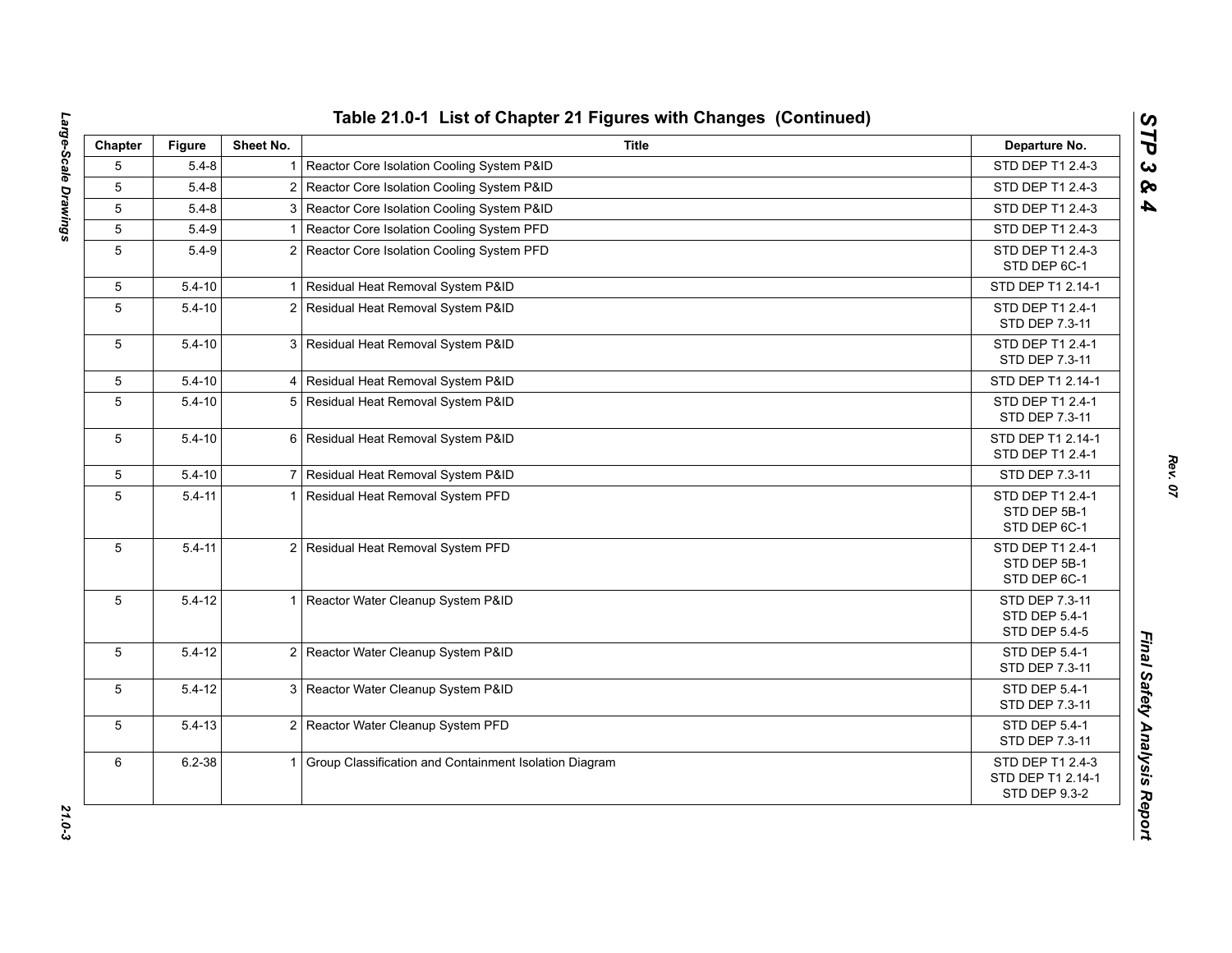## Table 21.0-1 List of Chapter 21 Figures with Changes (Continued)

| Chapter | Figure | Sheet No. | Title | Departure No. |
|---|---|---|---|---|
| 5 | 5.4-8 | 1 | Reactor Core Isolation Cooling System P&ID | STD DEP T1 2.4-3 |
| 5 | 5.4-8 | 2 | Reactor Core Isolation Cooling System P&ID | STD DEP T1 2.4-3 |
| 5 | 5.4-8 | 3 | Reactor Core Isolation Cooling System P&ID | STD DEP T1 2.4-3 |
| 5 | 5.4-9 | 1 | Reactor Core Isolation Cooling System PFD | STD DEP T1 2.4-3 |
| 5 | 5.4-9 | 2 | Reactor Core Isolation Cooling System PFD | STD DEP T1 2.4-3<br>STD DEP 6C-1 |
| 5 | 5.4-10 | 1 | Residual Heat Removal System P&ID | STD DEP T1 2.14-1 |
| 5 | 5.4-10 | 2 | Residual Heat Removal System P&ID | STD DEP T1 2.4-1<br>STD DEP 7.3-11 |
| 5 | 5.4-10 | 3 | Residual Heat Removal System P&ID | STD DEP T1 2.4-1<br>STD DEP 7.3-11 |
| 5 | 5.4-10 | 4 | Residual Heat Removal System P&ID | STD DEP T1 2.14-1 |
| 5 | 5.4-10 | 5 | Residual Heat Removal System P&ID | STD DEP T1 2.4-1<br>STD DEP 7.3-11 |
| 5 | 5.4-10 | 6 | Residual Heat Removal System P&ID | STD DEP T1 2.14-1<br>STD DEP T1 2.4-1 |
| 5 | 5.4-10 | 7 | Residual Heat Removal System P&ID | STD DEP 7.3-11 |
| 5 | 5.4-11 | 1 | Residual Heat Removal System PFD | STD DEP T1 2.4-1<br>STD DEP 5B-1<br>STD DEP 6C-1 |
| 5 | 5.4-11 | 2 | Residual Heat Removal System PFD | STD DEP T1 2.4-1<br>STD DEP 5B-1<br>STD DEP 6C-1 |
| 5 | 5.4-12 | 1 | Reactor Water Cleanup System P&ID | STD DEP 7.3-11<br>STD DEP 5.4-1<br>STD DEP 5.4-5 |
| 5 | 5.4-12 | 2 | Reactor Water Cleanup System P&ID | STD DEP 5.4-1<br>STD DEP 7.3-11 |
| 5 | 5.4-12 | 3 | Reactor Water Cleanup System P&ID | STD DEP 5.4-1<br>STD DEP 7.3-11 |
| 5 | 5.4-13 | 2 | Reactor Water Cleanup System PFD | STD DEP 5.4-1<br>STD DEP 7.3-11 |
| 6 | 6.2-38 | 1 | Group Classification and Containment Isolation Diagram | STD DEP T1 2.4-3<br>STD DEP T1 2.14-1<br>STD DEP 9.3-2 |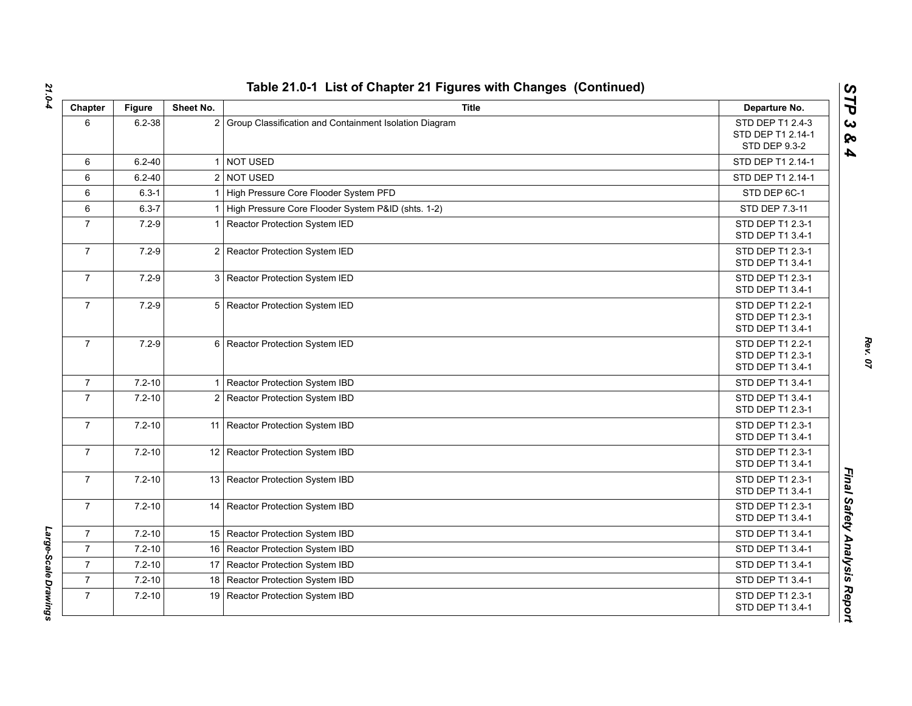## Table 21.0-1 List of Chapter 21 Figures with Changes (Continued)

| Chapter | Figure | Sheet No. | Title | Departure No. |
|---|---|---|---|---|
| 6 | 6.2-38 | 2 | Group Classification and Containment Isolation Diagram | STD DEP T1 2.4-3<br>STD DEP T1 2.14-1<br>STD DEP 9.3-2 |
| 6 | 6.2-40 | 1 | NOT USED | STD DEP T1 2.14-1 |
| 6 | 6.2-40 | 2 | NOT USED | STD DEP T1 2.14-1 |
| 6 | 6.3-1 | 1 | High Pressure Core Flooder System PFD | STD DEP 6C-1 |
| 6 | 6.3-7 | 1 | High Pressure Core Flooder System P&ID (shts. 1-2) | STD DEP 7.3-11 |
| 7 | 7.2-9 | 1 | Reactor Protection System IED | STD DEP T1 2.3-1<br>STD DEP T1 3.4-1 |
| 7 | 7.2-9 | 2 | Reactor Protection System IED | STD DEP T1 2.3-1<br>STD DEP T1 3.4-1 |
| 7 | 7.2-9 | 3 | Reactor Protection System IED | STD DEP T1 2.3-1<br>STD DEP T1 3.4-1 |
| 7 | 7.2-9 | 5 | Reactor Protection System IED | STD DEP T1 2.2-1<br>STD DEP T1 2.3-1<br>STD DEP T1 3.4-1 |
| 7 | 7.2-9 | 6 | Reactor Protection System IED | STD DEP T1 2.2-1<br>STD DEP T1 2.3-1<br>STD DEP T1 3.4-1 |
| 7 | 7.2-10 | 1 | Reactor Protection System IBD | STD DEP T1 3.4-1 |
| 7 | 7.2-10 | 2 | Reactor Protection System IBD | STD DEP T1 3.4-1<br>STD DEP T1 2.3-1 |
| 7 | 7.2-10 | 11 | Reactor Protection System IBD | STD DEP T1 2.3-1<br>STD DEP T1 3.4-1 |
| 7 | 7.2-10 | 12 | Reactor Protection System IBD | STD DEP T1 2.3-1<br>STD DEP T1 3.4-1 |
| 7 | 7.2-10 | 13 | Reactor Protection System IBD | STD DEP T1 2.3-1<br>STD DEP T1 3.4-1 |
| 7 | 7.2-10 | 14 | Reactor Protection System IBD | STD DEP T1 2.3-1<br>STD DEP T1 3.4-1 |
| 7 | 7.2-10 | 15 | Reactor Protection System IBD | STD DEP T1 3.4-1 |
| 7 | 7.2-10 | 16 | Reactor Protection System IBD | STD DEP T1 3.4-1 |
| 7 | 7.2-10 | 17 | Reactor Protection System IBD | STD DEP T1 3.4-1 |
| 7 | 7.2-10 | 18 | Reactor Protection System IBD | STD DEP T1 3.4-1 |
| 7 | 7.2-10 | 19 | Reactor Protection System IBD | STD DEP T1 2.3-1<br>STD DEP T1 3.4-1 |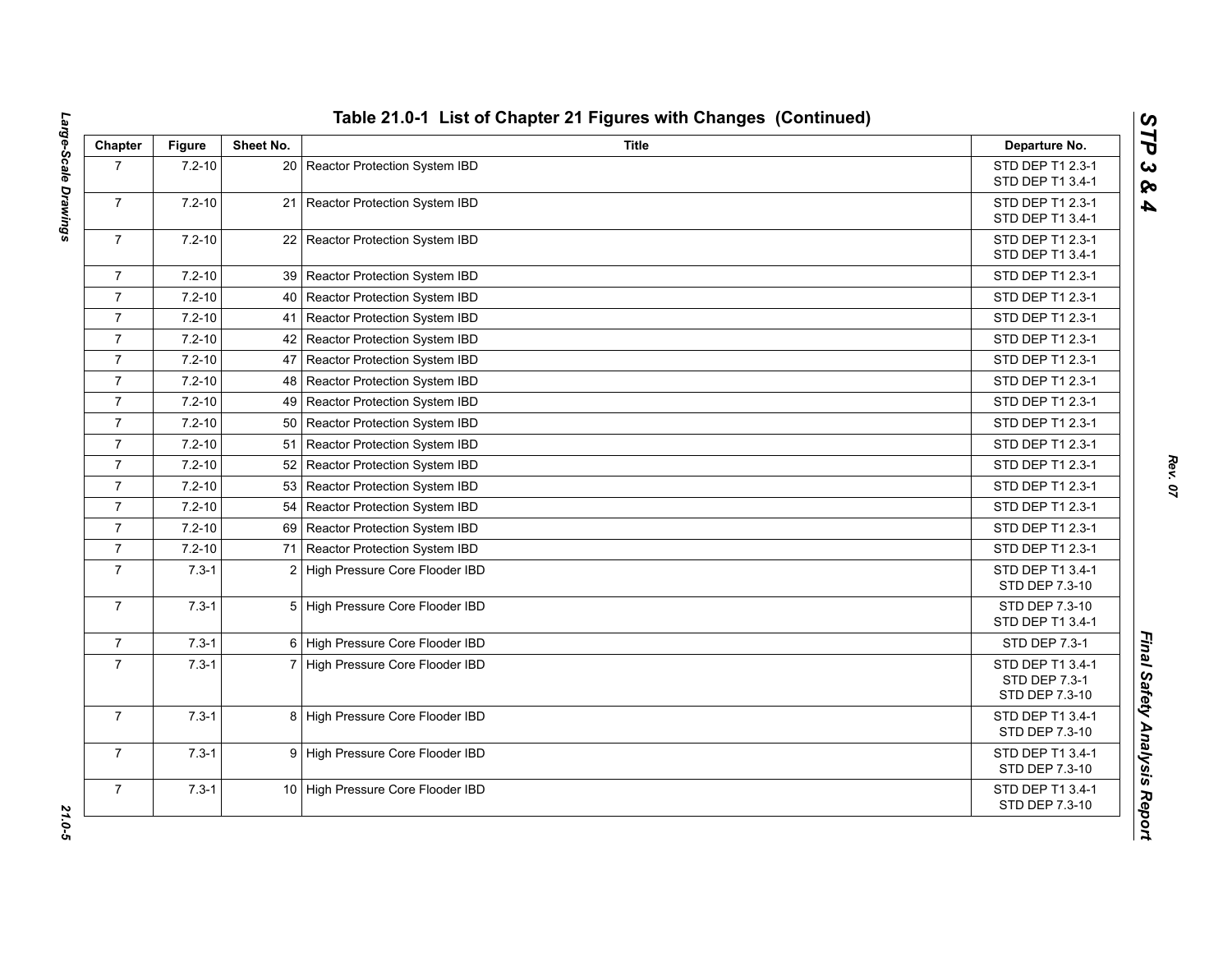## Table 21.0-1 List of Chapter 21 Figures with Changes (Continued)

| Chapter | Figure | Sheet No. | Title | Departure No. |
|---|---|---|---|---|
| 7 | 7.2-10 | 20 | Reactor Protection System IBD | STD DEP T1 2.3-1<br>STD DEP T1 3.4-1 |
| 7 | 7.2-10 | 21 | Reactor Protection System IBD | STD DEP T1 2.3-1<br>STD DEP T1 3.4-1 |
| 7 | 7.2-10 | 22 | Reactor Protection System IBD | STD DEP T1 2.3-1<br>STD DEP T1 3.4-1 |
| 7 | 7.2-10 | 39 | Reactor Protection System IBD | STD DEP T1 2.3-1 |
| 7 | 7.2-10 | 40 | Reactor Protection System IBD | STD DEP T1 2.3-1 |
| 7 | 7.2-10 | 41 | Reactor Protection System IBD | STD DEP T1 2.3-1 |
| 7 | 7.2-10 | 42 | Reactor Protection System IBD | STD DEP T1 2.3-1 |
| 7 | 7.2-10 | 47 | Reactor Protection System IBD | STD DEP T1 2.3-1 |
| 7 | 7.2-10 | 48 | Reactor Protection System IBD | STD DEP T1 2.3-1 |
| 7 | 7.2-10 | 49 | Reactor Protection System IBD | STD DEP T1 2.3-1 |
| 7 | 7.2-10 | 50 | Reactor Protection System IBD | STD DEP T1 2.3-1 |
| 7 | 7.2-10 | 51 | Reactor Protection System IBD | STD DEP T1 2.3-1 |
| 7 | 7.2-10 | 52 | Reactor Protection System IBD | STD DEP T1 2.3-1 |
| 7 | 7.2-10 | 53 | Reactor Protection System IBD | STD DEP T1 2.3-1 |
| 7 | 7.2-10 | 54 | Reactor Protection System IBD | STD DEP T1 2.3-1 |
| 7 | 7.2-10 | 69 | Reactor Protection System IBD | STD DEP T1 2.3-1 |
| 7 | 7.2-10 | 71 | Reactor Protection System IBD | STD DEP T1 2.3-1 |
| 7 | 7.3-1 | 2 | High Pressure Core Flooder IBD | STD DEP T1 3.4-1<br>STD DEP 7.3-10 |
| 7 | 7.3-1 | 5 | High Pressure Core Flooder IBD | STD DEP 7.3-10<br>STD DEP T1 3.4-1 |
| 7 | 7.3-1 | 6 | High Pressure Core Flooder IBD | STD DEP 7.3-1 |
| 7 | 7.3-1 | 7 | High Pressure Core Flooder IBD | STD DEP T1 3.4-1<br>STD DEP 7.3-1<br>STD DEP 7.3-10 |
| 7 | 7.3-1 | 8 | High Pressure Core Flooder IBD | STD DEP T1 3.4-1<br>STD DEP 7.3-10 |
| 7 | 7.3-1 | 9 | High Pressure Core Flooder IBD | STD DEP T1 3.4-1<br>STD DEP 7.3-10 |
| 7 | 7.3-1 | 10 | High Pressure Core Flooder IBD | STD DEP T1 3.4-1<br>STD DEP 7.3-10 |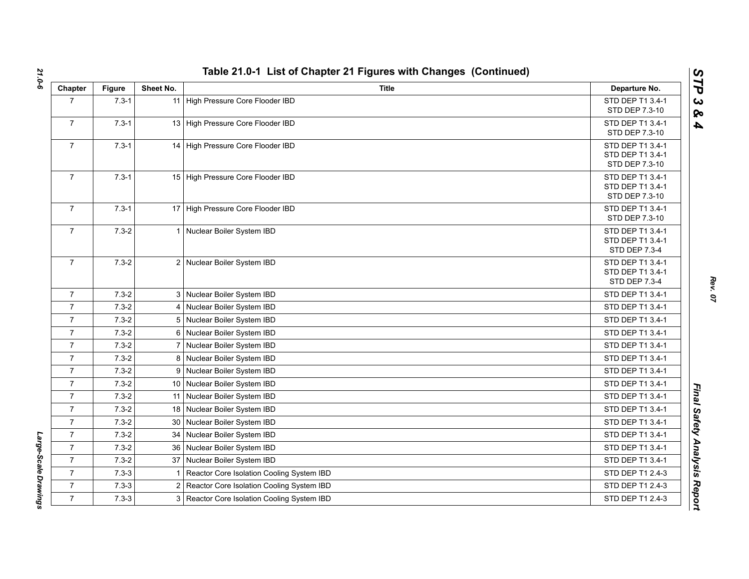## Table 21.0-1 List of Chapter 21 Figures with Changes (Continued)

| Chapter | Figure | Sheet No. | Title | Departure No. |
|---|---|---|---|---|
| 7 | 7.3-1 | 11 | High Pressure Core Flooder IBD | STD DEP T1 3.4-1<br>STD DEP 7.3-10 |
| 7 | 7.3-1 | 13 | High Pressure Core Flooder IBD | STD DEP T1 3.4-1<br>STD DEP 7.3-10 |
| 7 | 7.3-1 | 14 | High Pressure Core Flooder IBD | STD DEP T1 3.4-1<br>STD DEP T1 3.4-1<br>STD DEP 7.3-10 |
| 7 | 7.3-1 | 15 | High Pressure Core Flooder IBD | STD DEP T1 3.4-1<br>STD DEP T1 3.4-1<br>STD DEP 7.3-10 |
| 7 | 7.3-1 | 17 | High Pressure Core Flooder IBD | STD DEP T1 3.4-1<br>STD DEP 7.3-10 |
| 7 | 7.3-2 | 1 | Nuclear Boiler System IBD | STD DEP T1 3.4-1<br>STD DEP T1 3.4-1<br>STD DEP 7.3-4 |
| 7 | 7.3-2 | 2 | Nuclear Boiler System IBD | STD DEP T1 3.4-1<br>STD DEP T1 3.4-1<br>STD DEP 7.3-4 |
| 7 | 7.3-2 | 3 | Nuclear Boiler System IBD | STD DEP T1 3.4-1 |
| 7 | 7.3-2 | 4 | Nuclear Boiler System IBD | STD DEP T1 3.4-1 |
| 7 | 7.3-2 | 5 | Nuclear Boiler System IBD | STD DEP T1 3.4-1 |
| 7 | 7.3-2 | 6 | Nuclear Boiler System IBD | STD DEP T1 3.4-1 |
| 7 | 7.3-2 | 7 | Nuclear Boiler System IBD | STD DEP T1 3.4-1 |
| 7 | 7.3-2 | 8 | Nuclear Boiler System IBD | STD DEP T1 3.4-1 |
| 7 | 7.3-2 | 9 | Nuclear Boiler System IBD | STD DEP T1 3.4-1 |
| 7 | 7.3-2 | 10 | Nuclear Boiler System IBD | STD DEP T1 3.4-1 |
| 7 | 7.3-2 | 11 | Nuclear Boiler System IBD | STD DEP T1 3.4-1 |
| 7 | 7.3-2 | 18 | Nuclear Boiler System IBD | STD DEP T1 3.4-1 |
| 7 | 7.3-2 | 30 | Nuclear Boiler System IBD | STD DEP T1 3.4-1 |
| 7 | 7.3-2 | 34 | Nuclear Boiler System IBD | STD DEP T1 3.4-1 |
| 7 | 7.3-2 | 36 | Nuclear Boiler System IBD | STD DEP T1 3.4-1 |
| 7 | 7.3-2 | 37 | Nuclear Boiler System IBD | STD DEP T1 3.4-1 |
| 7 | 7.3-3 | 1 | Reactor Core Isolation Cooling System IBD | STD DEP T1 2.4-3 |
| 7 | 7.3-3 | 2 | Reactor Core Isolation Cooling System IBD | STD DEP T1 2.4-3 |
| 7 | 7.3-3 | 3 | Reactor Core Isolation Cooling System IBD | STD DEP T1 2.4-3 |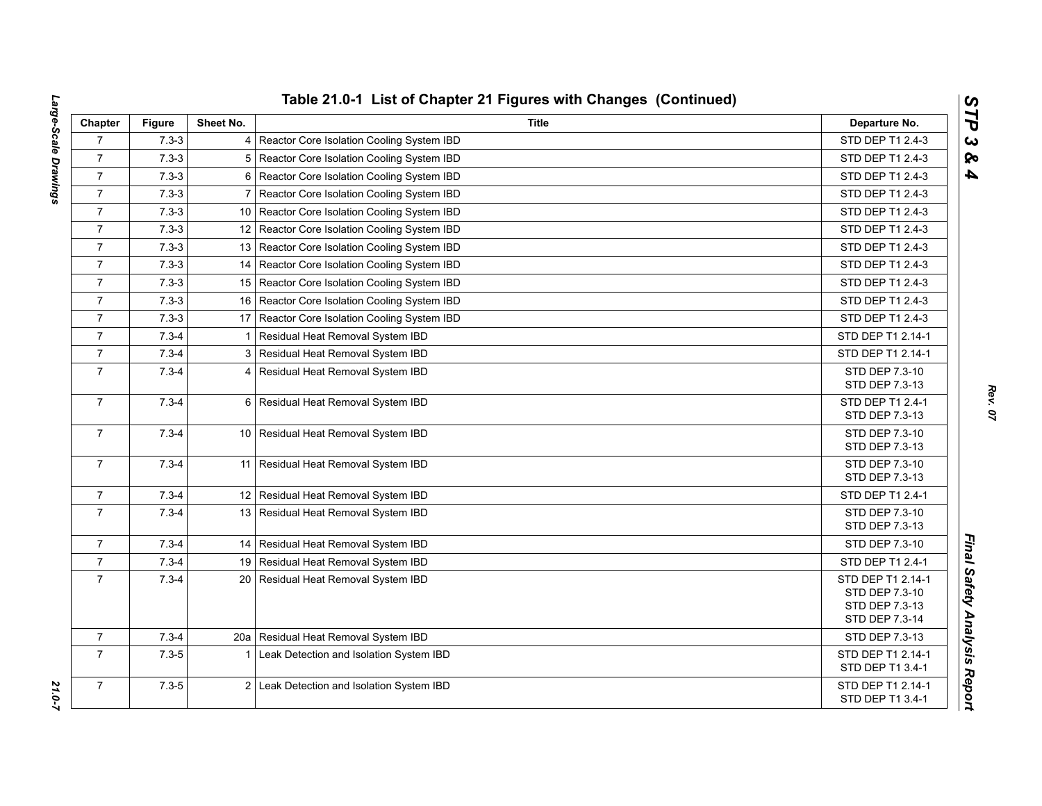## Table 21.0-1 List of Chapter 21 Figures with Changes (Continued)

| Chapter | Figure | Sheet No. | Title | Departure No. |
|---|---|---|---|---|
| 7 | 7.3-3 | 4 | Reactor Core Isolation Cooling System IBD | STD DEP T1 2.4-3 |
| 7 | 7.3-3 | 5 | Reactor Core Isolation Cooling System IBD | STD DEP T1 2.4-3 |
| 7 | 7.3-3 | 6 | Reactor Core Isolation Cooling System IBD | STD DEP T1 2.4-3 |
| 7 | 7.3-3 | 7 | Reactor Core Isolation Cooling System IBD | STD DEP T1 2.4-3 |
| 7 | 7.3-3 | 10 | Reactor Core Isolation Cooling System IBD | STD DEP T1 2.4-3 |
| 7 | 7.3-3 | 12 | Reactor Core Isolation Cooling System IBD | STD DEP T1 2.4-3 |
| 7 | 7.3-3 | 13 | Reactor Core Isolation Cooling System IBD | STD DEP T1 2.4-3 |
| 7 | 7.3-3 | 14 | Reactor Core Isolation Cooling System IBD | STD DEP T1 2.4-3 |
| 7 | 7.3-3 | 15 | Reactor Core Isolation Cooling System IBD | STD DEP T1 2.4-3 |
| 7 | 7.3-3 | 16 | Reactor Core Isolation Cooling System IBD | STD DEP T1 2.4-3 |
| 7 | 7.3-3 | 17 | Reactor Core Isolation Cooling System IBD | STD DEP T1 2.4-3 |
| 7 | 7.3-4 | 1 | Residual Heat Removal System IBD | STD DEP T1 2.14-1 |
| 7 | 7.3-4 | 3 | Residual Heat Removal System IBD | STD DEP T1 2.14-1 |
| 7 | 7.3-4 | 4 | Residual Heat Removal System IBD | STD DEP 7.3-10<br>STD DEP 7.3-13 |
| 7 | 7.3-4 | 6 | Residual Heat Removal System IBD | STD DEP T1 2.4-1<br>STD DEP 7.3-13 |
| 7 | 7.3-4 | 10 | Residual Heat Removal System IBD | STD DEP 7.3-10<br>STD DEP 7.3-13 |
| 7 | 7.3-4 | 11 | Residual Heat Removal System IBD | STD DEP 7.3-10<br>STD DEP 7.3-13 |
| 7 | 7.3-4 | 12 | Residual Heat Removal System IBD | STD DEP T1 2.4-1 |
| 7 | 7.3-4 | 13 | Residual Heat Removal System IBD | STD DEP 7.3-10<br>STD DEP 7.3-13 |
| 7 | 7.3-4 | 14 | Residual Heat Removal System IBD | STD DEP 7.3-10 |
| 7 | 7.3-4 | 19 | Residual Heat Removal System IBD | STD DEP T1 2.4-1 |
| 7 | 7.3-4 | 20 | Residual Heat Removal System IBD | STD DEP T1 2.14-1<br>STD DEP 7.3-10<br>STD DEP 7.3-13<br>STD DEP 7.3-14 |
| 7 | 7.3-4 | 20a | Residual Heat Removal System IBD | STD DEP 7.3-13 |
| 7 | 7.3-5 | 1 | Leak Detection and Isolation System IBD | STD DEP T1 2.14-1<br>STD DEP T1 3.4-1 |
| 7 | 7.3-5 | 2 | Leak Detection and Isolation System IBD | STD DEP T1 2.14-1<br>STD DEP T1 3.4-1 |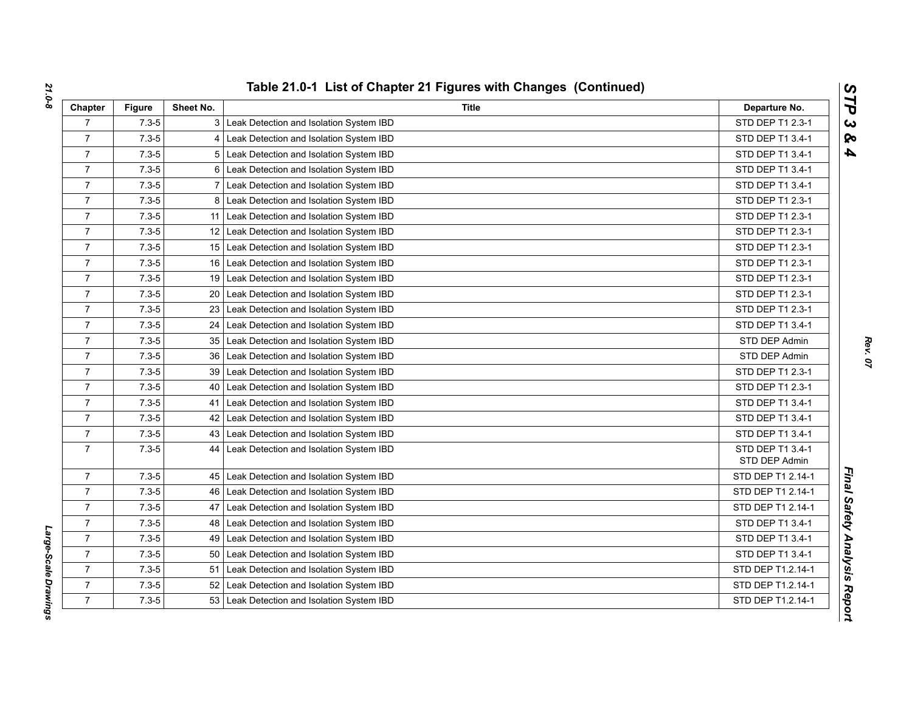## Table 21.0-1 List of Chapter 21 Figures with Changes (Continued)

| Chapter | Figure | Sheet No. | Title | Departure No. |
|---|---|---|---|---|
| 7 | 7.3-5 | 3 | Leak Detection and Isolation System IBD | STD DEP T1 2.3-1 |
| 7 | 7.3-5 | 4 | Leak Detection and Isolation System IBD | STD DEP T1 3.4-1 |
| 7 | 7.3-5 | 5 | Leak Detection and Isolation System IBD | STD DEP T1 3.4-1 |
| 7 | 7.3-5 | 6 | Leak Detection and Isolation System IBD | STD DEP T1 3.4-1 |
| 7 | 7.3-5 | 7 | Leak Detection and Isolation System IBD | STD DEP T1 3.4-1 |
| 7 | 7.3-5 | 8 | Leak Detection and Isolation System IBD | STD DEP T1 2.3-1 |
| 7 | 7.3-5 | 11 | Leak Detection and Isolation System IBD | STD DEP T1 2.3-1 |
| 7 | 7.3-5 | 12 | Leak Detection and Isolation System IBD | STD DEP T1 2.3-1 |
| 7 | 7.3-5 | 15 | Leak Detection and Isolation System IBD | STD DEP T1 2.3-1 |
| 7 | 7.3-5 | 16 | Leak Detection and Isolation System IBD | STD DEP T1 2.3-1 |
| 7 | 7.3-5 | 19 | Leak Detection and Isolation System IBD | STD DEP T1 2.3-1 |
| 7 | 7.3-5 | 20 | Leak Detection and Isolation System IBD | STD DEP T1 2.3-1 |
| 7 | 7.3-5 | 23 | Leak Detection and Isolation System IBD | STD DEP T1 2.3-1 |
| 7 | 7.3-5 | 24 | Leak Detection and Isolation System IBD | STD DEP T1 3.4-1 |
| 7 | 7.3-5 | 35 | Leak Detection and Isolation System IBD | STD DEP Admin |
| 7 | 7.3-5 | 36 | Leak Detection and Isolation System IBD | STD DEP Admin |
| 7 | 7.3-5 | 39 | Leak Detection and Isolation System IBD | STD DEP T1 2.3-1 |
| 7 | 7.3-5 | 40 | Leak Detection and Isolation System IBD | STD DEP T1 2.3-1 |
| 7 | 7.3-5 | 41 | Leak Detection and Isolation System IBD | STD DEP T1 3.4-1 |
| 7 | 7.3-5 | 42 | Leak Detection and Isolation System IBD | STD DEP T1 3.4-1 |
| 7 | 7.3-5 | 43 | Leak Detection and Isolation System IBD | STD DEP T1 3.4-1 |
| 7 | 7.3-5 | 44 | Leak Detection and Isolation System IBD | STD DEP T1 3.4-1 STD DEP Admin |
| 7 | 7.3-5 | 45 | Leak Detection and Isolation System IBD | STD DEP T1 2.14-1 |
| 7 | 7.3-5 | 46 | Leak Detection and Isolation System IBD | STD DEP T1 2.14-1 |
| 7 | 7.3-5 | 47 | Leak Detection and Isolation System IBD | STD DEP T1 2.14-1 |
| 7 | 7.3-5 | 48 | Leak Detection and Isolation System IBD | STD DEP T1 3.4-1 |
| 7 | 7.3-5 | 49 | Leak Detection and Isolation System IBD | STD DEP T1 3.4-1 |
| 7 | 7.3-5 | 50 | Leak Detection and Isolation System IBD | STD DEP T1 3.4-1 |
| 7 | 7.3-5 | 51 | Leak Detection and Isolation System IBD | STD DEP T1.2.14-1 |
| 7 | 7.3-5 | 52 | Leak Detection and Isolation System IBD | STD DEP T1.2.14-1 |
| 7 | 7.3-5 | 53 | Leak Detection and Isolation System IBD | STD DEP T1.2.14-1 |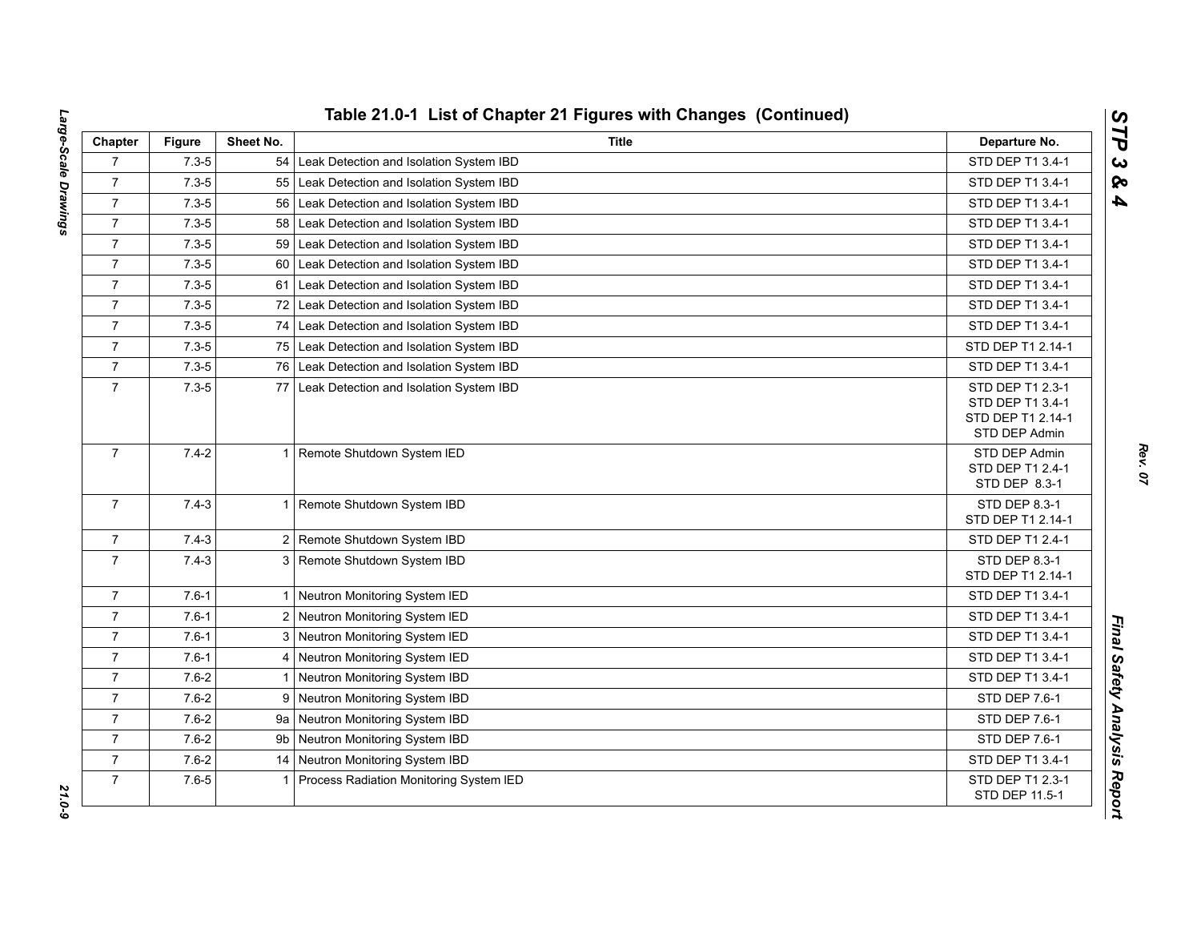## Table 21.0-1 List of Chapter 21 Figures with Changes (Continued)

| Chapter | Figure | Sheet No. | Title | Departure No. |
|---|---|---|---|---|
| 7 | 7.3-5 | 54 | Leak Detection and Isolation System IBD | STD DEP T1 3.4-1 |
| 7 | 7.3-5 | 55 | Leak Detection and Isolation System IBD | STD DEP T1 3.4-1 |
| 7 | 7.3-5 | 56 | Leak Detection and Isolation System IBD | STD DEP T1 3.4-1 |
| 7 | 7.3-5 | 58 | Leak Detection and Isolation System IBD | STD DEP T1 3.4-1 |
| 7 | 7.3-5 | 59 | Leak Detection and Isolation System IBD | STD DEP T1 3.4-1 |
| 7 | 7.3-5 | 60 | Leak Detection and Isolation System IBD | STD DEP T1 3.4-1 |
| 7 | 7.3-5 | 61 | Leak Detection and Isolation System IBD | STD DEP T1 3.4-1 |
| 7 | 7.3-5 | 72 | Leak Detection and Isolation System IBD | STD DEP T1 3.4-1 |
| 7 | 7.3-5 | 74 | Leak Detection and Isolation System IBD | STD DEP T1 3.4-1 |
| 7 | 7.3-5 | 75 | Leak Detection and Isolation System IBD | STD DEP T1 2.14-1 |
| 7 | 7.3-5 | 76 | Leak Detection and Isolation System IBD | STD DEP T1 3.4-1 |
| 7 | 7.3-5 | 77 | Leak Detection and Isolation System IBD | STD DEP T1 2.3-1<br>STD DEP T1 3.4-1<br>STD DEP T1 2.14-1<br>STD DEP Admin |
| 7 | 7.4-2 | 1 | Remote Shutdown System IED | STD DEP Admin<br>STD DEP T1 2.4-1<br>STD DEP 8.3-1 |
| 7 | 7.4-3 | 1 | Remote Shutdown System IBD | STD DEP 8.3-1<br>STD DEP T1 2.14-1 |
| 7 | 7.4-3 | 2 | Remote Shutdown System IBD | STD DEP T1 2.4-1 |
| 7 | 7.4-3 | 3 | Remote Shutdown System IBD | STD DEP 8.3-1<br>STD DEP T1 2.14-1 |
| 7 | 7.6-1 | 1 | Neutron Monitoring System IED | STD DEP T1 3.4-1 |
| 7 | 7.6-1 | 2 | Neutron Monitoring System IED | STD DEP T1 3.4-1 |
| 7 | 7.6-1 | 3 | Neutron Monitoring System IED | STD DEP T1 3.4-1 |
| 7 | 7.6-1 | 4 | Neutron Monitoring System IED | STD DEP T1 3.4-1 |
| 7 | 7.6-2 | 1 | Neutron Monitoring System IBD | STD DEP T1 3.4-1 |
| 7 | 7.6-2 | 9 | Neutron Monitoring System IBD | STD DEP 7.6-1 |
| 7 | 7.6-2 | 9a | Neutron Monitoring System IBD | STD DEP 7.6-1 |
| 7 | 7.6-2 | 9b | Neutron Monitoring System IBD | STD DEP 7.6-1 |
| 7 | 7.6-2 | 14 | Neutron Monitoring System IBD | STD DEP T1 3.4-1 |
| 7 | 7.6-5 | 1 | Process Radiation Monitoring System IED | STD DEP T1 2.3-1<br>STD DEP 11.5-1 |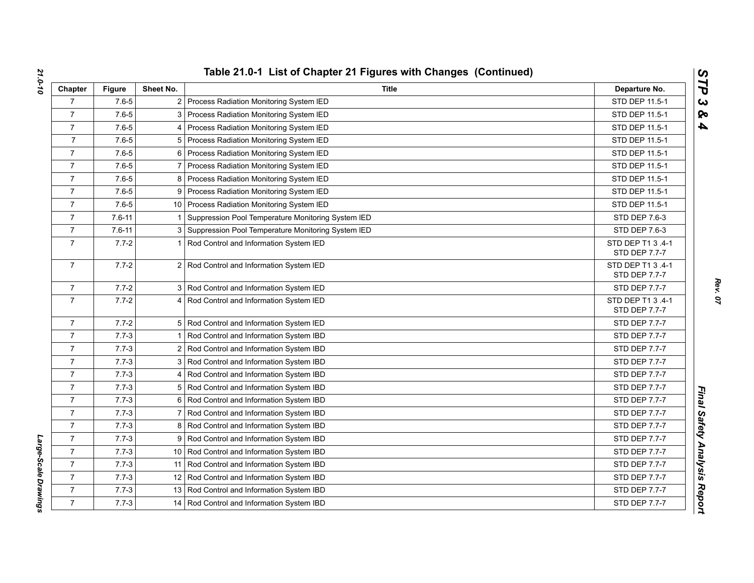# Table 21.0-1 List of Chapter 21 Figures with Changes (Continued)

| Chapter | Figure | Sheet No. | Title | Departure No. |
|---|---|---|---|---|
| 7 | 7.6-5 | 2 | Process Radiation Monitoring System IED | STD DEP 11.5-1 |
| 7 | 7.6-5 | 3 | Process Radiation Monitoring System IED | STD DEP 11.5-1 |
| 7 | 7.6-5 | 4 | Process Radiation Monitoring System IED | STD DEP 11.5-1 |
| 7 | 7.6-5 | 5 | Process Radiation Monitoring System IED | STD DEP 11.5-1 |
| 7 | 7.6-5 | 6 | Process Radiation Monitoring System IED | STD DEP 11.5-1 |
| 7 | 7.6-5 | 7 | Process Radiation Monitoring System IED | STD DEP 11.5-1 |
| 7 | 7.6-5 | 8 | Process Radiation Monitoring System IED | STD DEP 11.5-1 |
| 7 | 7.6-5 | 9 | Process Radiation Monitoring System IED | STD DEP 11.5-1 |
| 7 | 7.6-5 | 10 | Process Radiation Monitoring System IED | STD DEP 11.5-1 |
| 7 | 7.6-11 | 1 | Suppression Pool Temperature Monitoring System IED | STD DEP 7.6-3 |
| 7 | 7.6-11 | 3 | Suppression Pool Temperature Monitoring System IED | STD DEP 7.6-3 |
| 7 | 7.7-2 | 1 | Rod Control and Information System IED | STD DEP T1 3 .4-1<br>STD DEP 7.7-7 |
| 7 | 7.7-2 | 2 | Rod Control and Information System IED | STD DEP T1 3 .4-1<br>STD DEP 7.7-7 |
| 7 | 7.7-2 | 3 | Rod Control and Information System IED | STD DEP 7.7-7 |
| 7 | 7.7-2 | 4 | Rod Control and Information System IED | STD DEP T1 3 .4-1<br>STD DEP 7.7-7 |
| 7 | 7.7-2 | 5 | Rod Control and Information System IED | STD DEP 7.7-7 |
| 7 | 7.7-3 | 1 | Rod Control and Information System IBD | STD DEP 7.7-7 |
| 7 | 7.7-3 | 2 | Rod Control and Information System IBD | STD DEP 7.7-7 |
| 7 | 7.7-3 | 3 | Rod Control and Information System IBD | STD DEP 7.7-7 |
| 7 | 7.7-3 | 4 | Rod Control and Information System IBD | STD DEP 7.7-7 |
| 7 | 7.7-3 | 5 | Rod Control and Information System IBD | STD DEP 7.7-7 |
| 7 | 7.7-3 | 6 | Rod Control and Information System IBD | STD DEP 7.7-7 |
| 7 | 7.7-3 | 7 | Rod Control and Information System IBD | STD DEP 7.7-7 |
| 7 | 7.7-3 | 8 | Rod Control and Information System IBD | STD DEP 7.7-7 |
| 7 | 7.7-3 | 9 | Rod Control and Information System IBD | STD DEP 7.7-7 |
| 7 | 7.7-3 | 10 | Rod Control and Information System IBD | STD DEP 7.7-7 |
| 7 | 7.7-3 | 11 | Rod Control and Information System IBD | STD DEP 7.7-7 |
| 7 | 7.7-3 | 12 | Rod Control and Information System IBD | STD DEP 7.7-7 |
| 7 | 7.7-3 | 13 | Rod Control and Information System IBD | STD DEP 7.7-7 |
| 7 | 7.7-3 | 14 | Rod Control and Information System IBD | STD DEP 7.7-7 |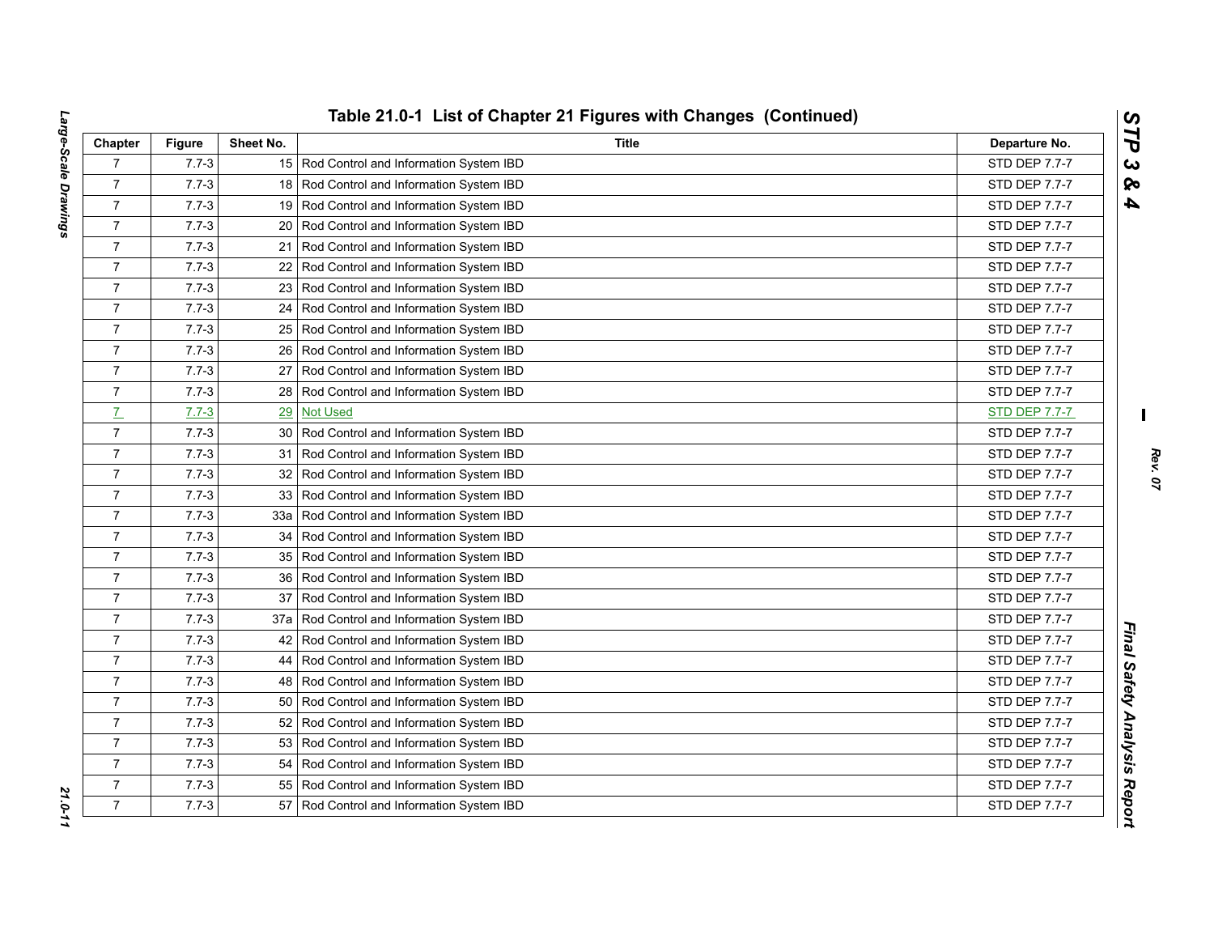## Table 21.0-1 List of Chapter 21 Figures with Changes (Continued)

| Chapter | Figure | Sheet No. | Title | Departure No. |
|---|---|---|---|---|
| 7 | 7.7-3 | 15 | Rod Control and Information System IBD | STD DEP 7.7-7 |
| 7 | 7.7-3 | 18 | Rod Control and Information System IBD | STD DEP 7.7-7 |
| 7 | 7.7-3 | 19 | Rod Control and Information System IBD | STD DEP 7.7-7 |
| 7 | 7.7-3 | 20 | Rod Control and Information System IBD | STD DEP 7.7-7 |
| 7 | 7.7-3 | 21 | Rod Control and Information System IBD | STD DEP 7.7-7 |
| 7 | 7.7-3 | 22 | Rod Control and Information System IBD | STD DEP 7.7-7 |
| 7 | 7.7-3 | 23 | Rod Control and Information System IBD | STD DEP 7.7-7 |
| 7 | 7.7-3 | 24 | Rod Control and Information System IBD | STD DEP 7.7-7 |
| 7 | 7.7-3 | 25 | Rod Control and Information System IBD | STD DEP 7.7-7 |
| 7 | 7.7-3 | 26 | Rod Control and Information System IBD | STD DEP 7.7-7 |
| 7 | 7.7-3 | 27 | Rod Control and Information System IBD | STD DEP 7.7-7 |
| 7 | 7.7-3 | 28 | Rod Control and Information System IBD | STD DEP 7.7-7 |
| 7 | 7.7-3 | 29 | Not Used | STD DEP 7.7-7 |
| 7 | 7.7-3 | 30 | Rod Control and Information System IBD | STD DEP 7.7-7 |
| 7 | 7.7-3 | 31 | Rod Control and Information System IBD | STD DEP 7.7-7 |
| 7 | 7.7-3 | 32 | Rod Control and Information System IBD | STD DEP 7.7-7 |
| 7 | 7.7-3 | 33 | Rod Control and Information System IBD | STD DEP 7.7-7 |
| 7 | 7.7-3 | 33a | Rod Control and Information System IBD | STD DEP 7.7-7 |
| 7 | 7.7-3 | 34 | Rod Control and Information System IBD | STD DEP 7.7-7 |
| 7 | 7.7-3 | 35 | Rod Control and Information System IBD | STD DEP 7.7-7 |
| 7 | 7.7-3 | 36 | Rod Control and Information System IBD | STD DEP 7.7-7 |
| 7 | 7.7-3 | 37 | Rod Control and Information System IBD | STD DEP 7.7-7 |
| 7 | 7.7-3 | 37a | Rod Control and Information System IBD | STD DEP 7.7-7 |
| 7 | 7.7-3 | 42 | Rod Control and Information System IBD | STD DEP 7.7-7 |
| 7 | 7.7-3 | 44 | Rod Control and Information System IBD | STD DEP 7.7-7 |
| 7 | 7.7-3 | 48 | Rod Control and Information System IBD | STD DEP 7.7-7 |
| 7 | 7.7-3 | 50 | Rod Control and Information System IBD | STD DEP 7.7-7 |
| 7 | 7.7-3 | 52 | Rod Control and Information System IBD | STD DEP 7.7-7 |
| 7 | 7.7-3 | 53 | Rod Control and Information System IBD | STD DEP 7.7-7 |
| 7 | 7.7-3 | 54 | Rod Control and Information System IBD | STD DEP 7.7-7 |
| 7 | 7.7-3 | 55 | Rod Control and Information System IBD | STD DEP 7.7-7 |
| 7 | 7.7-3 | 57 | Rod Control and Information System IBD | STD DEP 7.7-7 |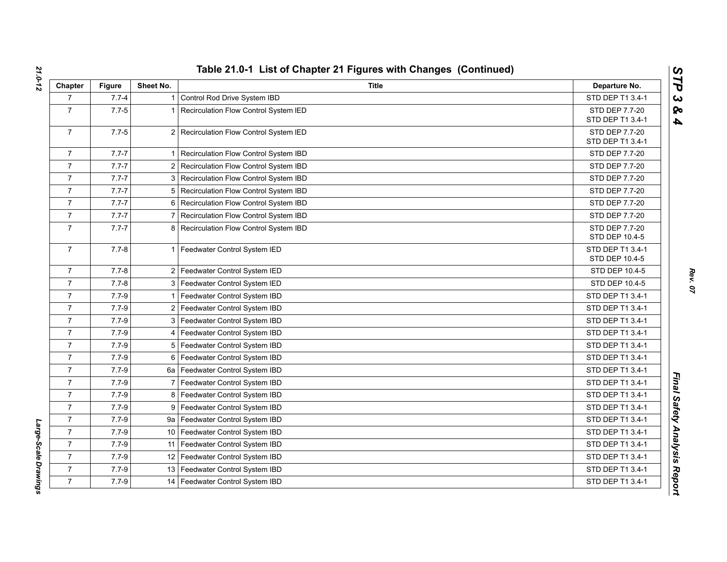## Table 21.0-1 List of Chapter 21 Figures with Changes (Continued)

| Chapter | Figure | Sheet No. | Title | Departure No. |
|---|---|---|---|---|
| 7 | 7.7-4 | 1 | Control Rod Drive System IBD | STD DEP T1 3.4-1 |
| 7 | 7.7-5 | 1 | Recirculation Flow Control System IED | STD DEP 7.7-20<br>STD DEP T1 3.4-1 |
| 7 | 7.7-5 | 2 | Recirculation Flow Control System IED | STD DEP 7.7-20<br>STD DEP T1 3.4-1 |
| 7 | 7.7-7 | 1 | Recirculation Flow Control System IBD | STD DEP 7.7-20 |
| 7 | 7.7-7 | 2 | Recirculation Flow Control System IBD | STD DEP 7.7-20 |
| 7 | 7.7-7 | 3 | Recirculation Flow Control System IBD | STD DEP 7.7-20 |
| 7 | 7.7-7 | 5 | Recirculation Flow Control System IBD | STD DEP 7.7-20 |
| 7 | 7.7-7 | 6 | Recirculation Flow Control System IBD | STD DEP 7.7-20 |
| 7 | 7.7-7 | 7 | Recirculation Flow Control System IBD | STD DEP 7.7-20 |
| 7 | 7.7-7 | 8 | Recirculation Flow Control System IBD | STD DEP 7.7-20<br>STD DEP 10.4-5 |
| 7 | 7.7-8 | 1 | Feedwater Control System IED | STD DEP T1 3.4-1<br>STD DEP 10.4-5 |
| 7 | 7.7-8 | 2 | Feedwater Control System IED | STD DEP 10.4-5 |
| 7 | 7.7-8 | 3 | Feedwater Control System IED | STD DEP 10.4-5 |
| 7 | 7.7-9 | 1 | Feedwater Control System IBD | STD DEP T1 3.4-1 |
| 7 | 7.7-9 | 2 | Feedwater Control System IBD | STD DEP T1 3.4-1 |
| 7 | 7.7-9 | 3 | Feedwater Control System IBD | STD DEP T1 3.4-1 |
| 7 | 7.7-9 | 4 | Feedwater Control System IBD | STD DEP T1 3.4-1 |
| 7 | 7.7-9 | 5 | Feedwater Control System IBD | STD DEP T1 3.4-1 |
| 7 | 7.7-9 | 6 | Feedwater Control System IBD | STD DEP T1 3.4-1 |
| 7 | 7.7-9 | 6a | Feedwater Control System IBD | STD DEP T1 3.4-1 |
| 7 | 7.7-9 | 7 | Feedwater Control System IBD | STD DEP T1 3.4-1 |
| 7 | 7.7-9 | 8 | Feedwater Control System IBD | STD DEP T1 3.4-1 |
| 7 | 7.7-9 | 9 | Feedwater Control System IBD | STD DEP T1 3.4-1 |
| 7 | 7.7-9 | 9a | Feedwater Control System IBD | STD DEP T1 3.4-1 |
| 7 | 7.7-9 | 10 | Feedwater Control System IBD | STD DEP T1 3.4-1 |
| 7 | 7.7-9 | 11 | Feedwater Control System IBD | STD DEP T1 3.4-1 |
| 7 | 7.7-9 | 12 | Feedwater Control System IBD | STD DEP T1 3.4-1 |
| 7 | 7.7-9 | 13 | Feedwater Control System IBD | STD DEP T1 3.4-1 |
| 7 | 7.7-9 | 14 | Feedwater Control System IBD | STD DEP T1 3.4-1 |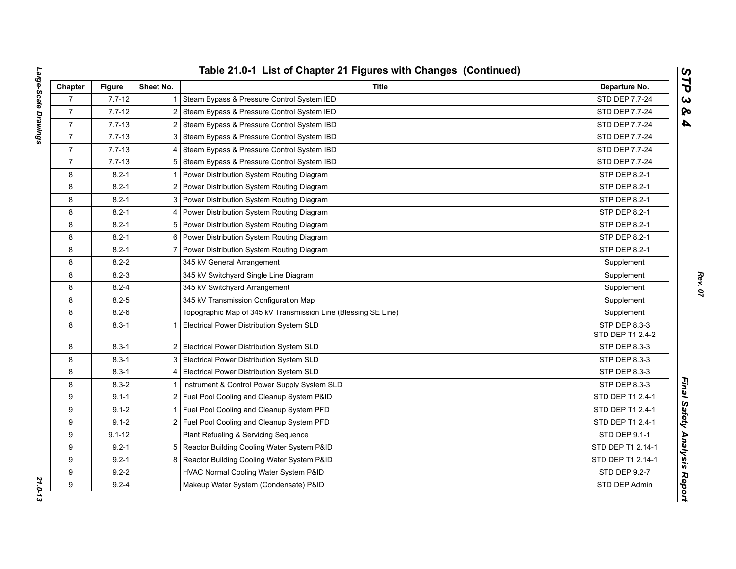## Table 21.0-1 List of Chapter 21 Figures with Changes (Continued)

| Chapter | Figure | Sheet No. | Title | Departure No. |
|---|---|---|---|---|
| 7 | 7.7-12 | 1 | Steam Bypass & Pressure Control System IED | STD DEP 7.7-24 |
| 7 | 7.7-12 | 2 | Steam Bypass & Pressure Control System IED | STD DEP 7.7-24 |
| 7 | 7.7-13 | 2 | Steam Bypass & Pressure Control System IBD | STD DEP 7.7-24 |
| 7 | 7.7-13 | 3 | Steam Bypass & Pressure Control System IBD | STD DEP 7.7-24 |
| 7 | 7.7-13 | 4 | Steam Bypass & Pressure Control System IBD | STD DEP 7.7-24 |
| 7 | 7.7-13 | 5 | Steam Bypass & Pressure Control System IBD | STD DEP 7.7-24 |
| 8 | 8.2-1 | 1 | Power Distribution System Routing Diagram | STP DEP 8.2-1 |
| 8 | 8.2-1 | 2 | Power Distribution System Routing Diagram | STP DEP 8.2-1 |
| 8 | 8.2-1 | 3 | Power Distribution System Routing Diagram | STP DEP 8.2-1 |
| 8 | 8.2-1 | 4 | Power Distribution System Routing Diagram | STP DEP 8.2-1 |
| 8 | 8.2-1 | 5 | Power Distribution System Routing Diagram | STP DEP 8.2-1 |
| 8 | 8.2-1 | 6 | Power Distribution System Routing Diagram | STP DEP 8.2-1 |
| 8 | 8.2-1 | 7 | Power Distribution System Routing Diagram | STP DEP 8.2-1 |
| 8 | 8.2-2 | | 345 kV General Arrangement | Supplement |
| 8 | 8.2-3 | | 345 kV Switchyard Single Line Diagram | Supplement |
| 8 | 8.2-4 | | 345 kV Switchyard Arrangement | Supplement |
| 8 | 8.2-5 | | 345 kV Transmission Configuration Map | Supplement |
| 8 | 8.2-6 | | Topographic Map of 345 kV Transmission Line (Blessing SE Line) | Supplement |
| 8 | 8.3-1 | 1 | Electrical Power Distribution System SLD | STP DEP 8.3-3<br>STD DEP T1 2.4-2 |
| 8 | 8.3-1 | 2 | Electrical Power Distribution System SLD | STP DEP 8.3-3 |
| 8 | 8.3-1 | 3 | Electrical Power Distribution System SLD | STP DEP 8.3-3 |
| 8 | 8.3-1 | 4 | Electrical Power Distribution System SLD | STP DEP 8.3-3 |
| 8 | 8.3-2 | 1 | Instrument & Control Power Supply System SLD | STP DEP 8.3-3 |
| 9 | 9.1-1 | 2 | Fuel Pool Cooling and Cleanup System P&ID | STD DEP T1 2.4-1 |
| 9 | 9.1-2 | 1 | Fuel Pool Cooling and Cleanup System PFD | STD DEP T1 2.4-1 |
| 9 | 9.1-2 | 2 | Fuel Pool Cooling and Cleanup System PFD | STD DEP T1 2.4-1 |
| 9 | 9.1-12 | | Plant Refueling & Servicing Sequence | STD DEP 9.1-1 |
| 9 | 9.2-1 | 5 | Reactor Building Cooling Water System P&ID | STD DEP T1 2.14-1 |
| 9 | 9.2-1 | 8 | Reactor Building Cooling Water System P&ID | STD DEP T1 2.14-1 |
| 9 | 9.2-2 | | HVAC Normal Cooling Water System P&ID | STD DEP 9.2-7 |
| 9 | 9.2-4 | | Makeup Water System (Condensate) P&ID | STD DEP Admin |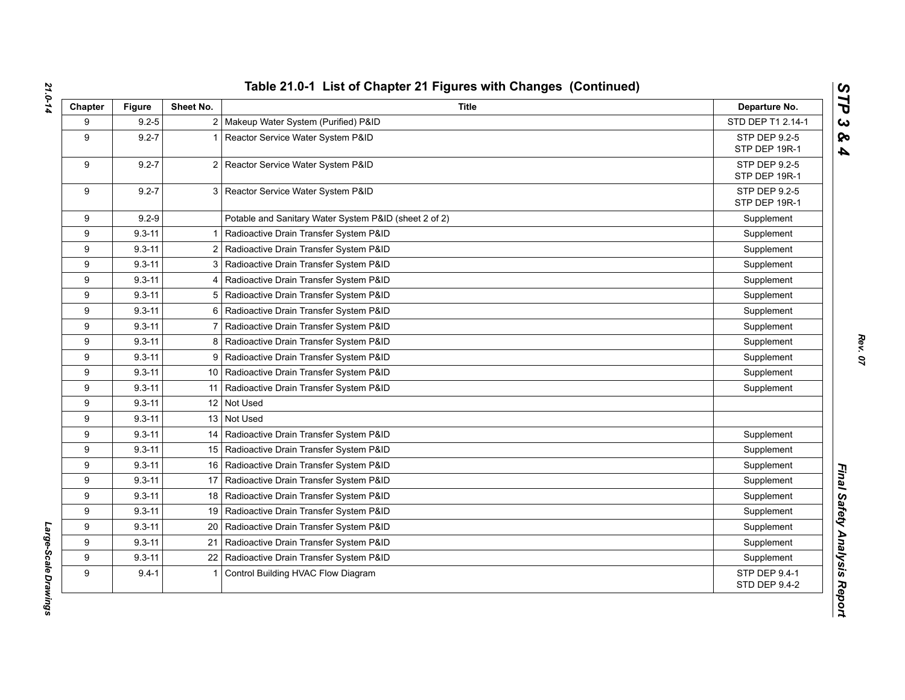## Table 21.0-1 List of Chapter 21 Figures with Changes (Continued)

| Chapter | Figure | Sheet No. | Title | Departure No. |
|---|---|---|---|---|
| 9 | 9.2-5 | 2 | Makeup Water System (Purified) P&ID | STD DEP T1 2.14-1 |
| 9 | 9.2-7 | 1 | Reactor Service Water System P&ID | STP DEP 9.2-5<br>STP DEP 19R-1 |
| 9 | 9.2-7 | 2 | Reactor Service Water System P&ID | STP DEP 9.2-5<br>STP DEP 19R-1 |
| 9 | 9.2-7 | 3 | Reactor Service Water System P&ID | STP DEP 9.2-5<br>STP DEP 19R-1 |
| 9 | 9.2-9 | | Potable and Sanitary Water System P&ID (sheet 2 of 2) | Supplement |
| 9 | 9.3-11 | 1 | Radioactive Drain Transfer System P&ID | Supplement |
| 9 | 9.3-11 | 2 | Radioactive Drain Transfer System P&ID | Supplement |
| 9 | 9.3-11 | 3 | Radioactive Drain Transfer System P&ID | Supplement |
| 9 | 9.3-11 | 4 | Radioactive Drain Transfer System P&ID | Supplement |
| 9 | 9.3-11 | 5 | Radioactive Drain Transfer System P&ID | Supplement |
| 9 | 9.3-11 | 6 | Radioactive Drain Transfer System P&ID | Supplement |
| 9 | 9.3-11 | 7 | Radioactive Drain Transfer System P&ID | Supplement |
| 9 | 9.3-11 | 8 | Radioactive Drain Transfer System P&ID | Supplement |
| 9 | 9.3-11 | 9 | Radioactive Drain Transfer System P&ID | Supplement |
| 9 | 9.3-11 | 10 | Radioactive Drain Transfer System P&ID | Supplement |
| 9 | 9.3-11 | 11 | Radioactive Drain Transfer System P&ID | Supplement |
| 9 | 9.3-11 | 12 | Not Used | |
| 9 | 9.3-11 | 13 | Not Used | |
| 9 | 9.3-11 | 14 | Radioactive Drain Transfer System P&ID | Supplement |
| 9 | 9.3-11 | 15 | Radioactive Drain Transfer System P&ID | Supplement |
| 9 | 9.3-11 | 16 | Radioactive Drain Transfer System P&ID | Supplement |
| 9 | 9.3-11 | 17 | Radioactive Drain Transfer System P&ID | Supplement |
| 9 | 9.3-11 | 18 | Radioactive Drain Transfer System P&ID | Supplement |
| 9 | 9.3-11 | 19 | Radioactive Drain Transfer System P&ID | Supplement |
| 9 | 9.3-11 | 20 | Radioactive Drain Transfer System P&ID | Supplement |
| 9 | 9.3-11 | 21 | Radioactive Drain Transfer System P&ID | Supplement |
| 9 | 9.3-11 | 22 | Radioactive Drain Transfer System P&ID | Supplement |
| 9 | 9.4-1 | 1 | Control Building HVAC Flow Diagram | STP DEP 9.4-1<br>STD DEP 9.4-2 |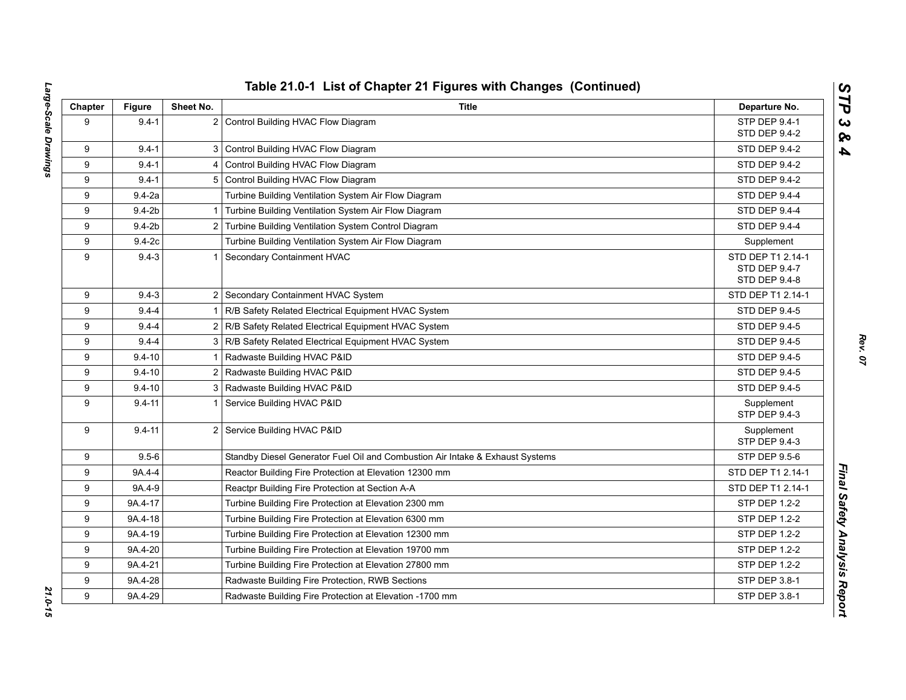# Table 21.0-1 List of Chapter 21 Figures with Changes (Continued)

| Chapter | Figure | Sheet No. | Title | Departure No. |
|---|---|---|---|---|
| 9 | 9.4-1 | 2 | Control Building HVAC Flow Diagram | STP DEP 9.4-1<br>STD DEP 9.4-2 |
| 9 | 9.4-1 | 3 | Control Building HVAC Flow Diagram | STD DEP 9.4-2 |
| 9 | 9.4-1 | 4 | Control Building HVAC Flow Diagram | STD DEP 9.4-2 |
| 9 | 9.4-1 | 5 | Control Building HVAC Flow Diagram | STD DEP 9.4-2 |
| 9 | 9.4-2a | | Turbine Building Ventilation System Air Flow Diagram | STD DEP 9.4-4 |
| 9 | 9.4-2b | 1 | Turbine Building Ventilation System Air Flow Diagram | STD DEP 9.4-4 |
| 9 | 9.4-2b | 2 | Turbine Building Ventilation System Control Diagram | STD DEP 9.4-4 |
| 9 | 9.4-2c | | Turbine Building Ventilation System Air Flow Diagram | Supplement |
| 9 | 9.4-3 | 1 | Secondary Containment HVAC | STD DEP T1 2.14-1<br>STD DEP 9.4-7<br>STD DEP 9.4-8 |
| 9 | 9.4-3 | 2 | Secondary Containment HVAC System | STD DEP T1 2.14-1 |
| 9 | 9.4-4 | 1 | R/B Safety Related Electrical Equipment HVAC System | STD DEP 9.4-5 |
| 9 | 9.4-4 | 2 | R/B Safety Related Electrical Equipment HVAC System | STD DEP 9.4-5 |
| 9 | 9.4-4 | 3 | R/B Safety Related Electrical Equipment HVAC System | STD DEP 9.4-5 |
| 9 | 9.4-10 | 1 | Radwaste Building HVAC P&ID | STD DEP 9.4-5 |
| 9 | 9.4-10 | 2 | Radwaste Building HVAC P&ID | STD DEP 9.4-5 |
| 9 | 9.4-10 | 3 | Radwaste Building HVAC P&ID | STD DEP 9.4-5 |
| 9 | 9.4-11 | 1 | Service Building HVAC P&ID | Supplement<br>STP DEP 9.4-3 |
| 9 | 9.4-11 | 2 | Service Building HVAC P&ID | Supplement<br>STP DEP 9.4-3 |
| 9 | 9.5-6 | | Standby Diesel Generator Fuel Oil and Combustion Air Intake & Exhaust Systems | STP DEP 9.5-6 |
| 9 | 9A.4-4 | | Reactor Building Fire Protection at Elevation 12300 mm | STD DEP T1 2.14-1 |
| 9 | 9A.4-9 | | Reactpr Building Fire Protection at Section A-A | STD DEP T1 2.14-1 |
| 9 | 9A.4-17 | | Turbine Building Fire Protection at Elevation 2300 mm | STP DEP 1.2-2 |
| 9 | 9A.4-18 | | Turbine Building Fire Protection at Elevation 6300 mm | STP DEP 1.2-2 |
| 9 | 9A.4-19 | | Turbine Building Fire Protection at Elevation 12300 mm | STP DEP 1.2-2 |
| 9 | 9A.4-20 | | Turbine Building Fire Protection at Elevation 19700 mm | STP DEP 1.2-2 |
| 9 | 9A.4-21 | | Turbine Building Fire Protection at Elevation 27800 mm | STP DEP 1.2-2 |
| 9 | 9A.4-28 | | Radwaste Building Fire Protection, RWB Sections | STP DEP 3.8-1 |
| 9 | 9A.4-29 | | Radwaste Building Fire Protection at Elevation -1700 mm | STP DEP 3.8-1 |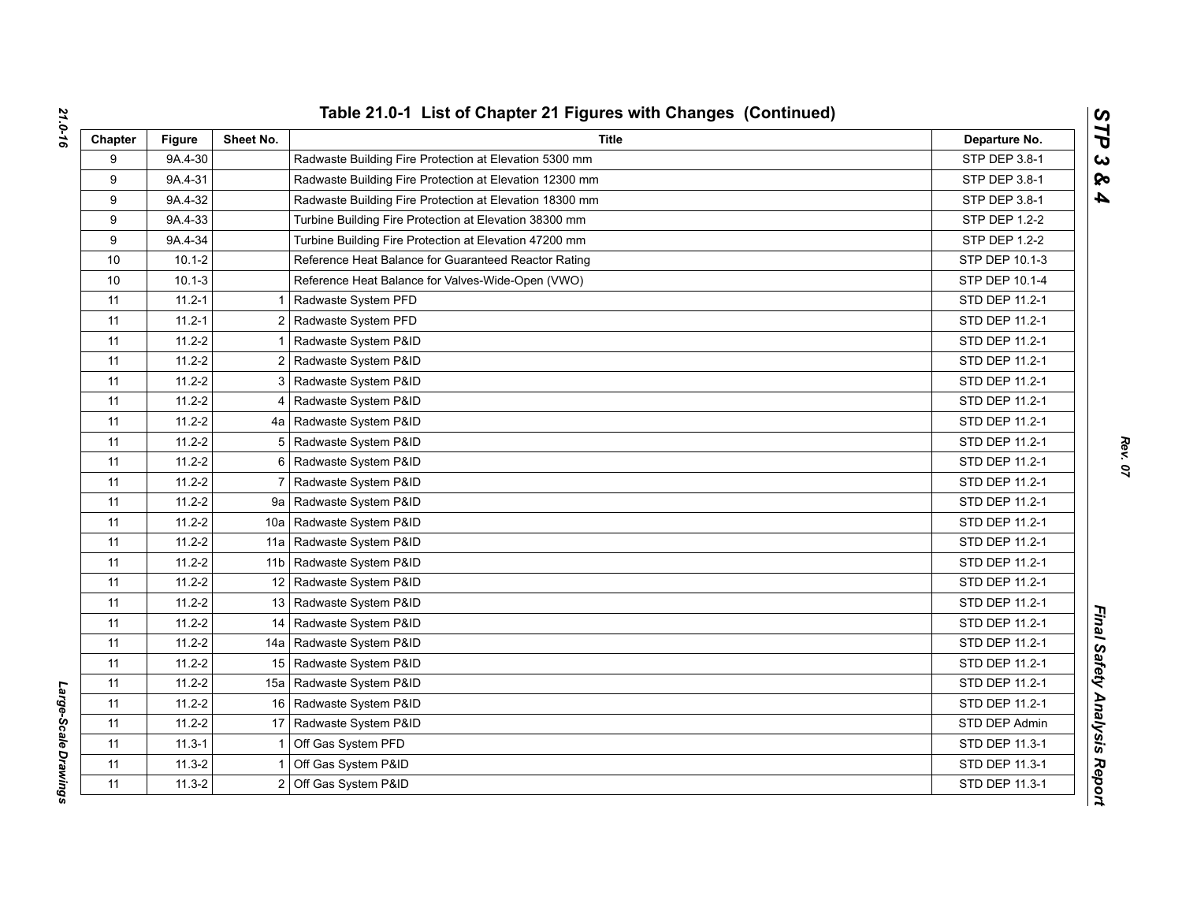## Table 21.0-1 List of Chapter 21 Figures with Changes (Continued)

| Chapter | Figure | Sheet No. | Title | Departure No. |
|---|---|---|---|---|
| 9 | 9A.4-30 | | Radwaste Building Fire Protection at Elevation 5300 mm | STP DEP 3.8-1 |
| 9 | 9A.4-31 | | Radwaste Building Fire Protection at Elevation 12300 mm | STP DEP 3.8-1 |
| 9 | 9A.4-32 | | Radwaste Building Fire Protection at Elevation 18300 mm | STP DEP 3.8-1 |
| 9 | 9A.4-33 | | Turbine Building Fire Protection at Elevation 38300 mm | STP DEP 1.2-2 |
| 9 | 9A.4-34 | | Turbine Building Fire Protection at Elevation 47200 mm | STP DEP 1.2-2 |
| 10 | 10.1-2 | | Reference Heat Balance for Guaranteed Reactor Rating | STP DEP 10.1-3 |
| 10 | 10.1-3 | | Reference Heat Balance for Valves-Wide-Open (VWO) | STP DEP 10.1-4 |
| 11 | 11.2-1 | 1 | Radwaste System PFD | STD DEP 11.2-1 |
| 11 | 11.2-1 | 2 | Radwaste System PFD | STD DEP 11.2-1 |
| 11 | 11.2-2 | 1 | Radwaste System P&ID | STD DEP 11.2-1 |
| 11 | 11.2-2 | 2 | Radwaste System P&ID | STD DEP 11.2-1 |
| 11 | 11.2-2 | 3 | Radwaste System P&ID | STD DEP 11.2-1 |
| 11 | 11.2-2 | 4 | Radwaste System P&ID | STD DEP 11.2-1 |
| 11 | 11.2-2 | 4a | Radwaste System P&ID | STD DEP 11.2-1 |
| 11 | 11.2-2 | 5 | Radwaste System P&ID | STD DEP 11.2-1 |
| 11 | 11.2-2 | 6 | Radwaste System P&ID | STD DEP 11.2-1 |
| 11 | 11.2-2 | 7 | Radwaste System P&ID | STD DEP 11.2-1 |
| 11 | 11.2-2 | 9a | Radwaste System P&ID | STD DEP 11.2-1 |
| 11 | 11.2-2 | 10a | Radwaste System P&ID | STD DEP 11.2-1 |
| 11 | 11.2-2 | 11a | Radwaste System P&ID | STD DEP 11.2-1 |
| 11 | 11.2-2 | 11b | Radwaste System P&ID | STD DEP 11.2-1 |
| 11 | 11.2-2 | 12 | Radwaste System P&ID | STD DEP 11.2-1 |
| 11 | 11.2-2 | 13 | Radwaste System P&ID | STD DEP 11.2-1 |
| 11 | 11.2-2 | 14 | Radwaste System P&ID | STD DEP 11.2-1 |
| 11 | 11.2-2 | 14a | Radwaste System P&ID | STD DEP 11.2-1 |
| 11 | 11.2-2 | 15 | Radwaste System P&ID | STD DEP 11.2-1 |
| 11 | 11.2-2 | 15a | Radwaste System P&ID | STD DEP 11.2-1 |
| 11 | 11.2-2 | 16 | Radwaste System P&ID | STD DEP 11.2-1 |
| 11 | 11.2-2 | 17 | Radwaste System P&ID | STD DEP Admin |
| 11 | 11.3-1 | 1 | Off Gas System PFD | STD DEP 11.3-1 |
| 11 | 11.3-2 | 1 | Off Gas System P&ID | STD DEP 11.3-1 |
| 11 | 11.3-2 | 2 | Off Gas System P&ID | STD DEP 11.3-1 |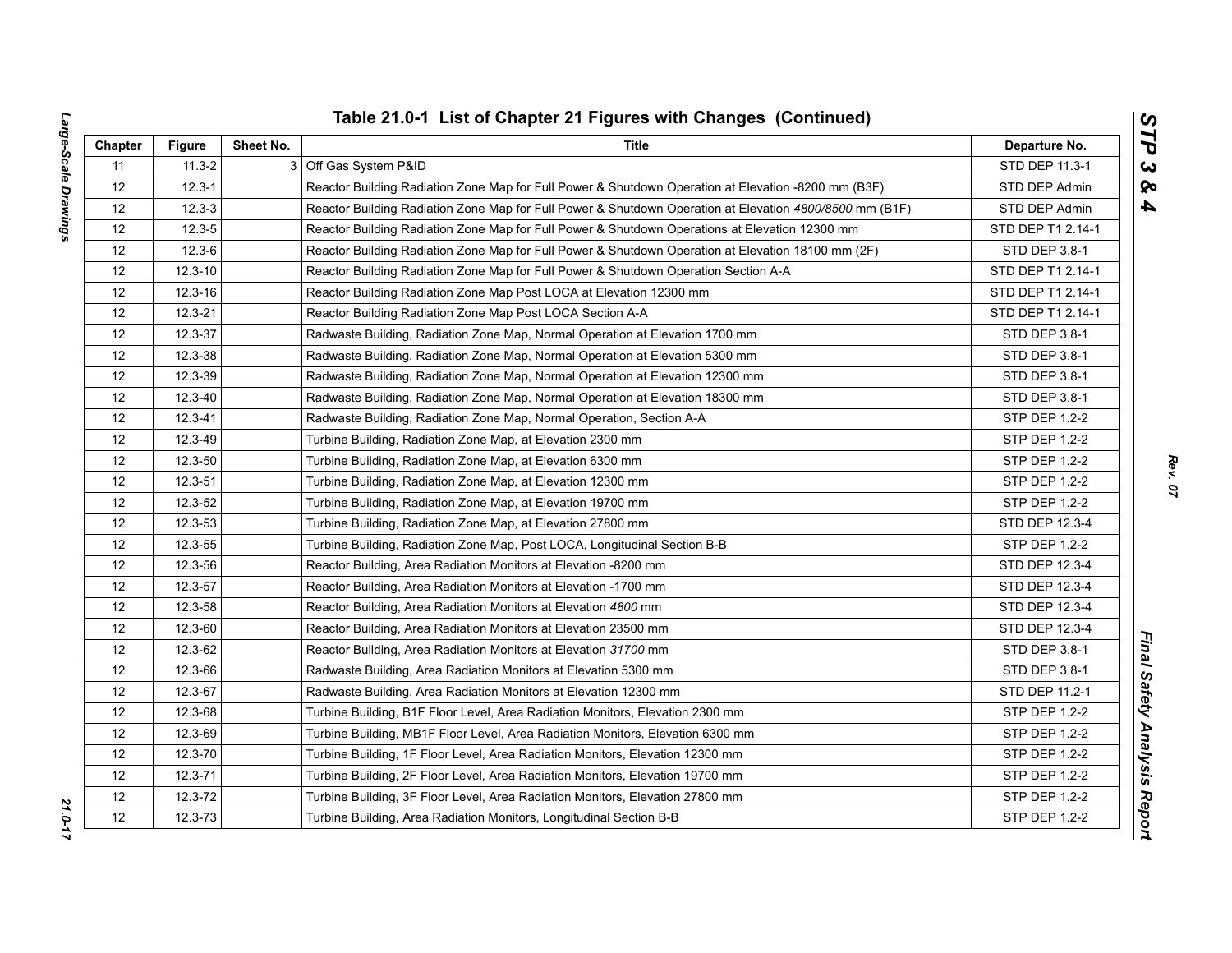## Table 21.0-1 List of Chapter 21 Figures with Changes (Continued)

| Chapter | Figure | Sheet No. | Title | Departure No. |
|---|---|---|---|---|
| 11 | 11.3-2 | 3 | Off Gas System P&ID | STD DEP 11.3-1 |
| 12 | 12.3-1 | | Reactor Building Radiation Zone Map for Full Power & Shutdown Operation at Elevation -8200 mm (B3F) | STD DEP Admin |
| 12 | 12.3-3 | | Reactor Building Radiation Zone Map for Full Power & Shutdown Operation at Elevation *4800/8500* mm (B1F) | STD DEP Admin |
| 12 | 12.3-5 | | Reactor Building Radiation Zone Map for Full Power & Shutdown Operations at Elevation 12300 mm | STD DEP T1 2.14-1 |
| 12 | 12.3-6 | | Reactor Building Radiation Zone Map for Full Power & Shutdown Operation at Elevation 18100 mm (2F) | STD DEP 3.8-1 |
| 12 | 12.3-10 | | Reactor Building Radiation Zone Map for Full Power & Shutdown Operation Section A-A | STD DEP T1 2.14-1 |
| 12 | 12.3-16 | | Reactor Building Radiation Zone Map Post LOCA at Elevation 12300 mm | STD DEP T1 2.14-1 |
| 12 | 12.3-21 | | Reactor Building Radiation Zone Map Post LOCA Section A-A | STD DEP T1 2.14-1 |
| 12 | 12.3-37 | | Radwaste Building, Radiation Zone Map, Normal Operation at Elevation 1700 mm | STD DEP 3.8-1 |
| 12 | 12.3-38 | | Radwaste Building, Radiation Zone Map, Normal Operation at Elevation 5300 mm | STD DEP 3.8-1 |
| 12 | 12.3-39 | | Radwaste Building, Radiation Zone Map, Normal Operation at Elevation 12300 mm | STD DEP 3.8-1 |
| 12 | 12.3-40 | | Radwaste Building, Radiation Zone Map, Normal Operation at Elevation 18300 mm | STD DEP 3.8-1 |
| 12 | 12.3-41 | | Radwaste Building, Radiation Zone Map, Normal Operation, Section A-A | STP DEP 1.2-2 |
| 12 | 12.3-49 | | Turbine Building, Radiation Zone Map, at Elevation 2300 mm | STP DEP 1.2-2 |
| 12 | 12.3-50 | | Turbine Building, Radiation Zone Map, at Elevation 6300 mm | STP DEP 1.2-2 |
| 12 | 12.3-51 | | Turbine Building, Radiation Zone Map, at Elevation 12300 mm | STP DEP 1.2-2 |
| 12 | 12.3-52 | | Turbine Building, Radiation Zone Map, at Elevation 19700 mm | STP DEP 1.2-2 |
| 12 | 12.3-53 | | Turbine Building, Radiation Zone Map, at Elevation 27800 mm | STD DEP 12.3-4 |
| 12 | 12.3-55 | | Turbine Building, Radiation Zone Map, Post LOCA, Longitudinal Section B-B | STP DEP 1.2-2 |
| 12 | 12.3-56 | | Reactor Building, Area Radiation Monitors at Elevation -8200 mm | STD DEP 12.3-4 |
| 12 | 12.3-57 | | Reactor Building, Area Radiation Monitors at Elevation -1700 mm | STD DEP 12.3-4 |
| 12 | 12.3-58 | | Reactor Building, Area Radiation Monitors at Elevation *4800* mm | STD DEP 12.3-4 |
| 12 | 12.3-60 | | Reactor Building, Area Radiation Monitors at Elevation 23500 mm | STD DEP 12.3-4 |
| 12 | 12.3-62 | | Reactor Building, Area Radiation Monitors at Elevation *31700* mm | STD DEP 3.8-1 |
| 12 | 12.3-66 | | Radwaste Building, Area Radiation Monitors at Elevation 5300 mm | STD DEP 3.8-1 |
| 12 | 12.3-67 | | Radwaste Building, Area Radiation Monitors at Elevation 12300 mm | STD DEP 11.2-1 |
| 12 | 12.3-68 | | Turbine Building, B1F Floor Level, Area Radiation Monitors, Elevation 2300 mm | STP DEP 1.2-2 |
| 12 | 12.3-69 | | Turbine Building, MB1F Floor Level, Area Radiation Monitors, Elevation 6300 mm | STP DEP 1.2-2 |
| 12 | 12.3-70 | | Turbine Building, 1F Floor Level, Area Radiation Monitors, Elevation 12300 mm | STP DEP 1.2-2 |
| 12 | 12.3-71 | | Turbine Building, 2F Floor Level, Area Radiation Monitors, Elevation 19700 mm | STP DEP 1.2-2 |
| 12 | 12.3-72 | | Turbine Building, 3F Floor Level, Area Radiation Monitors, Elevation 27800 mm | STP DEP 1.2-2 |
| 12 | 12.3-73 | | Turbine Building, Area Radiation Monitors, Longitudinal Section B-B | STP DEP 1.2-2 |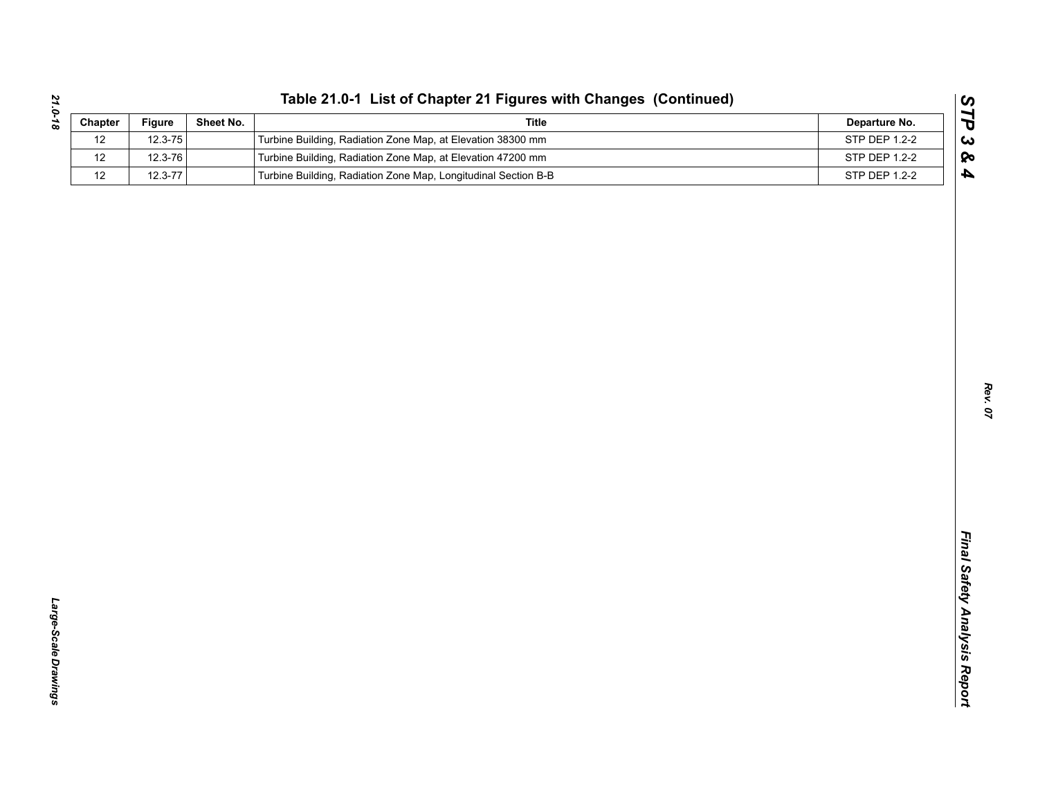## Table 21.0-1 List of Chapter 21 Figures with Changes (Continued)

| Chapter | Figure | Sheet No. | Title | Departure No. |
|---|---|---|---|---|
| 12 | 12.3-75 | | Turbine Building, Radiation Zone Map, at Elevation 38300 mm | STP DEP 1.2-2 |
| 12 | 12.3-76 | | Turbine Building, Radiation Zone Map, at Elevation 47200 mm | STP DEP 1.2-2 |
| 12 | 12.3-77 | | Turbine Building, Radiation Zone Map, Longitudinal Section B-B | STP DEP 1.2-2 |